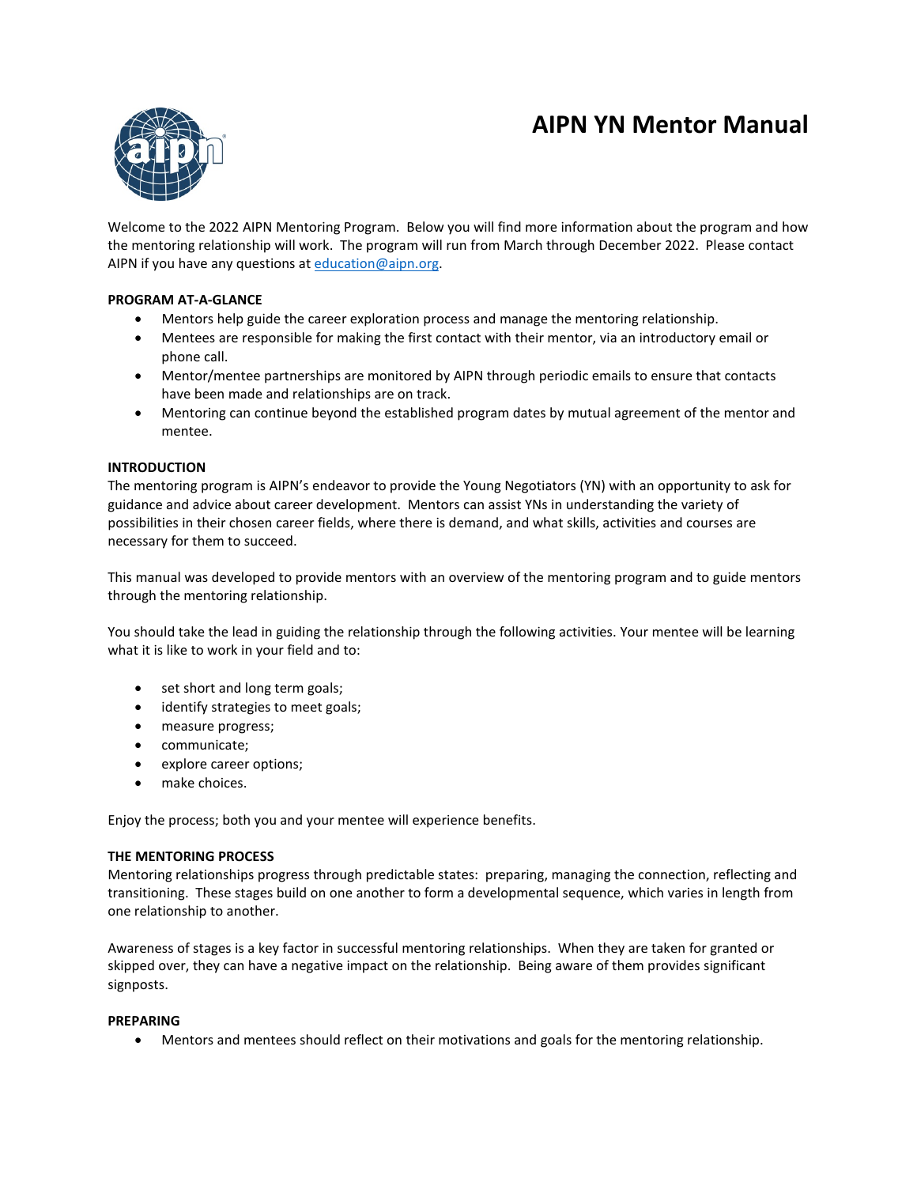# AIPN YN Mentor Manual

Welcome to the 2022 AIPN Mentoring Program. Below you will find more information about the program and how the mentoring relationship will work. The program will run from March through December 2022. Please contact AIPN if you have any questions at education@aipn.org.

**PROGRAM AT-A-GLANCE**

- Mentors help guide the career exploration process and manage the mentoring relationship.
- Mentees are responsible for making the first contact with their mentor, via an introductory email or phone call.
- Mentor/mentee partnerships are monitored by AIPN through periodic emails to ensure that contacts have been made and relationships are on track.
- Mentoring can continue beyond the established program dates by mutual agreement of the mentor and mentee.

**INTRODUCTION**

The mentoring program is AIPN's endeavor to provide the Young Negotiators (YN) with an opportunity to ask for guidance and advice about career development. Mentors can assist YNs in understanding the variety of possibilities in their chosen career fields, where there is demand, and what skills, activities and courses are necessary for them to succeed.

This manual was developed to provide mentors with an overview of the mentoring program and to guide mentors through the mentoring relationship.

You should take the lead in guiding the relationship through the following activities. Your mentee will be learning what it is like to work in your field and to:

- set short and long term goals;
- identify strategies to meet goals;
- measure progress;
- communicate;
- explore career options;
- make choices.

Enjoy the process; both you and your mentee will experience benefits.

**THE MENTORING PROCESS**

Mentoring relationships progress through predictable states: preparing, managing the connection, reflecting and transitioning. These stages build on one another to form a developmental sequence, which varies in length from one relationship to another.

Awareness of stages is a key factor in successful mentoring relationships. When they are taken for granted or skipped over, they can have a negative impact on the relationship. Being aware of them provides significant signposts.

**PREPARING**

- Mentors and mentees should reflect on their motivations and goals for the mentoring relationship.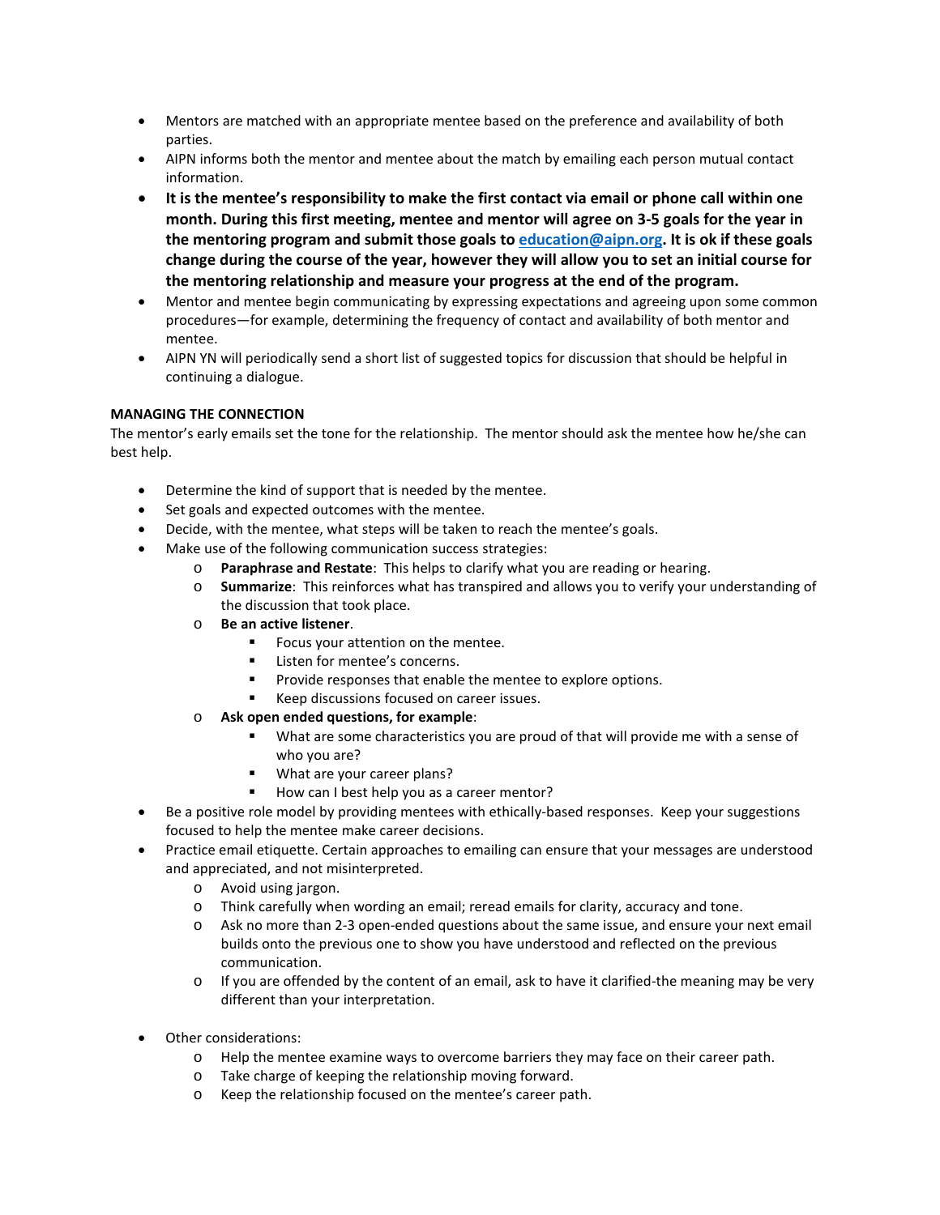- Mentors are matched with an appropriate mentee based on the preference and availability of both parties.
- AIPN informs both the mentor and mentee about the match by emailing each person mutual contact information.
- **It is the mentee's responsibility to make the first contact via email or phone call within one month. During this first meeting, mentee and mentor will agree on 3-5 goals for the year in the mentoring program and submit those goals to [education@aipn.org](mailto:education@aipn.org). It is ok if these goals change during the course of the year, however they will allow you to set an initial course for the mentoring relationship and measure your progress at the end of the program.**
- Mentor and mentee begin communicating by expressing expectations and agreeing upon some common procedures—for example, determining the frequency of contact and availability of both mentor and mentee.
- AIPN YN will periodically send a short list of suggested topics for discussion that should be helpful in continuing a dialogue.

**MANAGING THE CONNECTION**

The mentor's early emails set the tone for the relationship. The mentor should ask the mentee how he/she can best help.

- Determine the kind of support that is needed by the mentee.
- Set goals and expected outcomes with the mentee.
- Decide, with the mentee, what steps will be taken to reach the mentee's goals.
- Make use of the following communication success strategies:
  - **Paraphrase and Restate**: This helps to clarify what you are reading or hearing.
  - **Summarize**: This reinforces what has transpired and allows you to verify your understanding of the discussion that took place.
  - **Be an active listener**.
    - Focus your attention on the mentee.
    - Listen for mentee's concerns.
    - Provide responses that enable the mentee to explore options.
    - Keep discussions focused on career issues.
  - **Ask open ended questions, for example**:
    - What are some characteristics you are proud of that will provide me with a sense of who you are?
    - What are your career plans?
    - How can I best help you as a career mentor?
- Be a positive role model by providing mentees with ethically-based responses. Keep your suggestions focused to help the mentee make career decisions.
- Practice email etiquette. Certain approaches to emailing can ensure that your messages are understood and appreciated, and not misinterpreted.
  - Avoid using jargon.
  - Think carefully when wording an email; reread emails for clarity, accuracy and tone.
  - Ask no more than 2-3 open-ended questions about the same issue, and ensure your next email builds onto the previous one to show you have understood and reflected on the previous communication.
  - If you are offended by the content of an email, ask to have it clarified-the meaning may be very different than your interpretation.

- Other considerations:
  - Help the mentee examine ways to overcome barriers they may face on their career path.
  - Take charge of keeping the relationship moving forward.
  - Keep the relationship focused on the mentee's career path.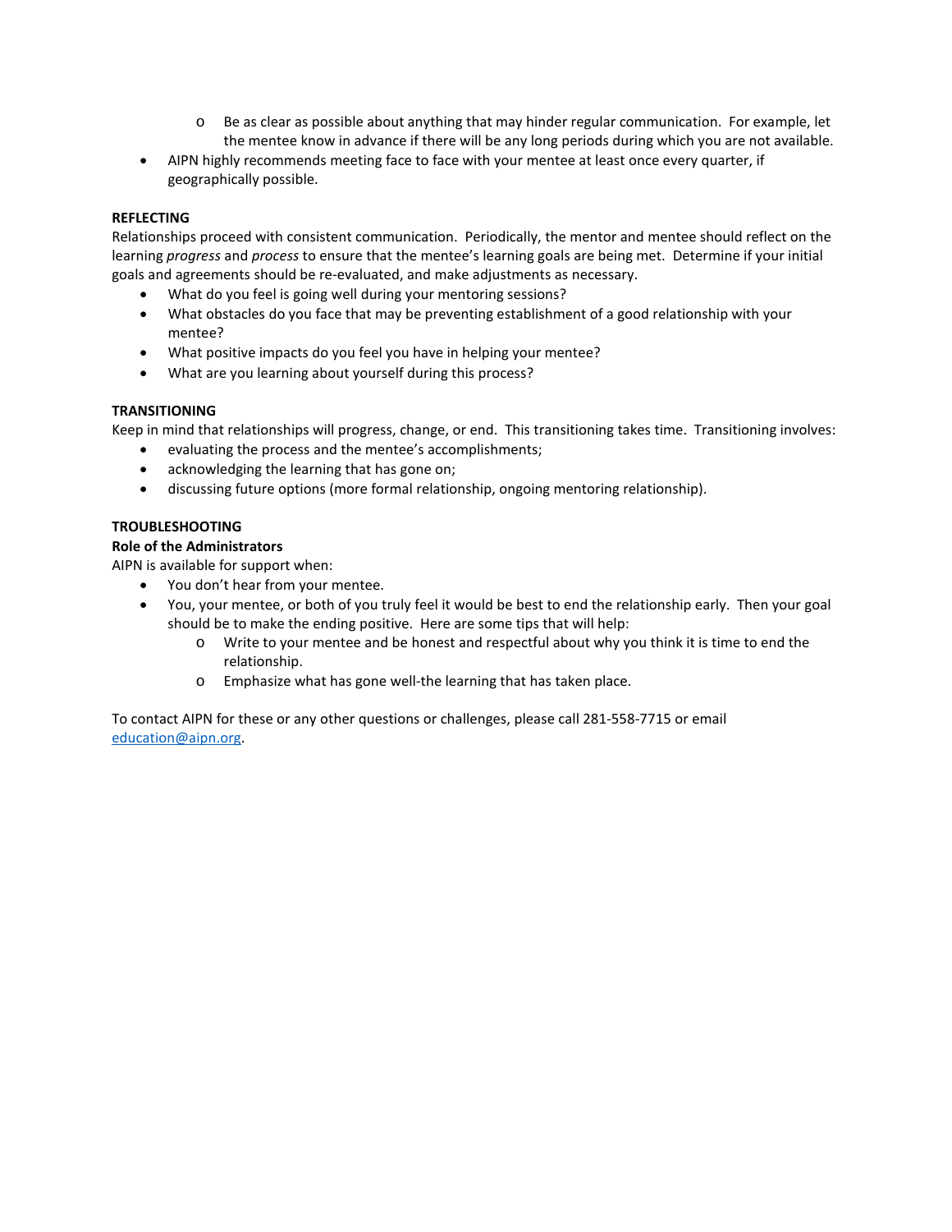- Be as clear as possible about anything that may hinder regular communication. For example, let the mentee know in advance if there will be any long periods during which you are not available.
- AIPN highly recommends meeting face to face with your mentee at least once every quarter, if geographically possible.

**REFLECTING**

Relationships proceed with consistent communication. Periodically, the mentor and mentee should reflect on the learning *progress* and *process* to ensure that the mentee's learning goals are being met. Determine if your initial goals and agreements should be re-evaluated, and make adjustments as necessary.

- What do you feel is going well during your mentoring sessions?
- What obstacles do you face that may be preventing establishment of a good relationship with your mentee?
- What positive impacts do you feel you have in helping your mentee?
- What are you learning about yourself during this process?

**TRANSITIONING**

Keep in mind that relationships will progress, change, or end. This transitioning takes time. Transitioning involves:

- evaluating the process and the mentee's accomplishments;
- acknowledging the learning that has gone on;
- discussing future options (more formal relationship, ongoing mentoring relationship).

**TROUBLESHOOTING**

**Role of the Administrators**

AIPN is available for support when:

- You don't hear from your mentee.
- You, your mentee, or both of you truly feel it would be best to end the relationship early. Then your goal should be to make the ending positive. Here are some tips that will help:
    - Write to your mentee and be honest and respectful about why you think it is time to end the relationship.
    - Emphasize what has gone well-the learning that has taken place.

To contact AIPN for these or any other questions or challenges, please call 281-558-7715 or email education@aipn.org.